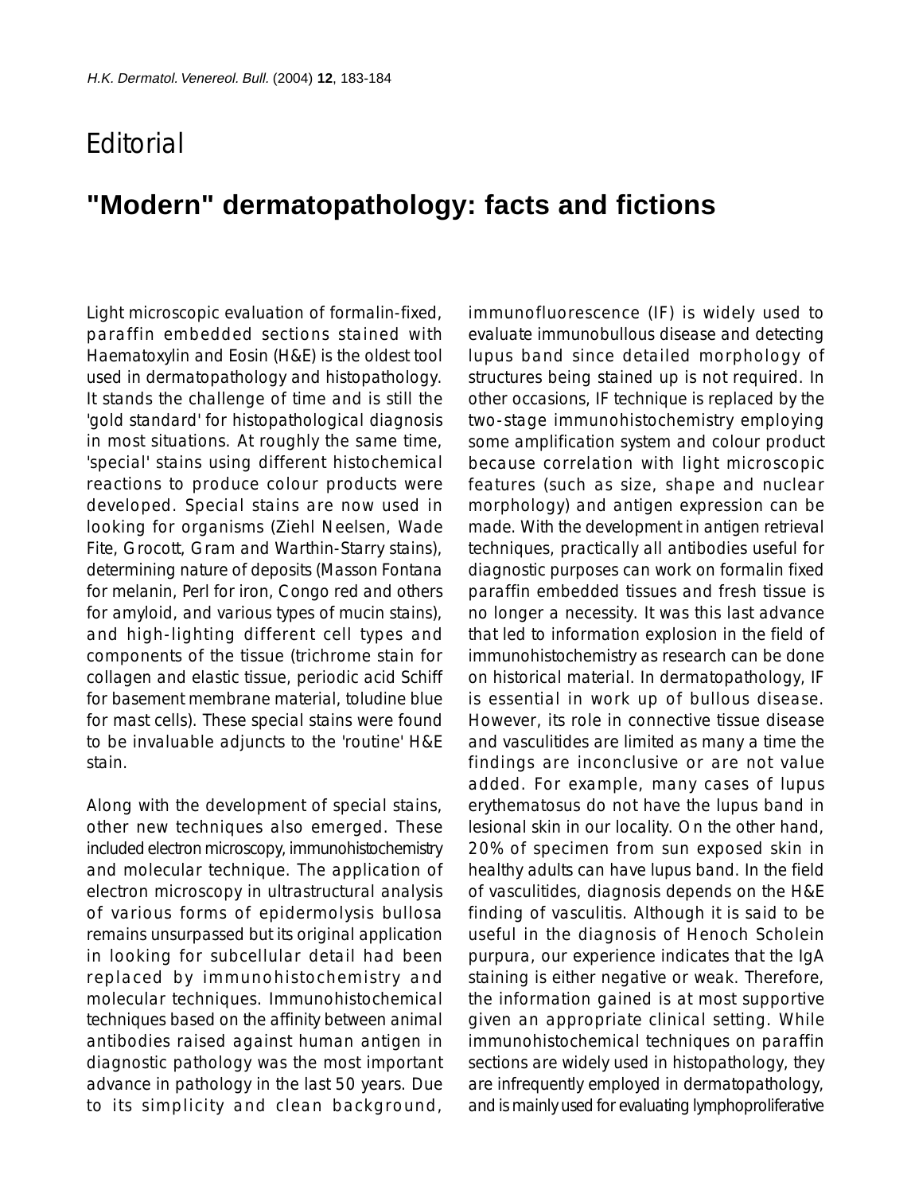Editorial

# "Modern" dermatopathology: facts and fictions

Light microscopic evaluation of formalin-fixed, paraffin embedded sections stained with Haematoxylin and Eosin (H&E) is the oldest tool used in dermatopathology and histopathology. It stands the challenge of time and is still the 'gold standard' for histopathological diagnosis in most situations. At roughly the same time, 'special' stains using different histochemical reactions to produce colour products were developed. Special stains are now used in looking for organisms (Ziehl Neelsen, Wade Fite, Grocott, Gram and Warthin-Starry stains), determining nature of deposits (Masson Fontana for melanin, Perl for iron, Congo red and others for amyloid, and various types of mucin stains), and high-lighting different cell types and components of the tissue (trichrome stain for collagen and elastic tissue, periodic acid Schiff for basement membrane material, toludine blue for mast cells). These special stains were found to be invaluable adjuncts to the 'routine' H&E stain.

Along with the development of special stains, other new techniques also emerged. These included electron microscopy, immunohistochemistry and molecular technique. The application of electron microscopy in ultrastructural analysis of various forms of epidermolysis bullosa remains unsurpassed but its original application in looking for subcellular detail had been replaced by immunohistochemistry and molecular techniques. Immunohistochemical techniques based on the affinity between animal antibodies raised against human antigen in diagnostic pathology was the most important advance in pathology in the last 50 years. Due to its simplicity and clean background, immunofluorescence (IF) is widely used to evaluate immunobullous disease and detecting lupus band since detailed morphology of structures being stained up is not required. In other occasions, IF technique is replaced by the two-stage immunohistochemistry employing some amplification system and colour product because correlation with light microscopic features (such as size, shape and nuclear morphology) and antigen expression can be made. With the development in antigen retrieval techniques, practically all antibodies useful for diagnostic purposes can work on formalin fixed paraffin embedded tissues and fresh tissue is no longer a necessity. It was this last advance that led to information explosion in the field of immunohistochemistry as research can be done on historical material. In dermatopathology, IF is essential in work up of bullous disease. However, its role in connective tissue disease and vasculitides are limited as many a time the findings are inconclusive or are not value added. For example, many cases of lupus erythematosus do not have the lupus band in lesional skin in our locality. On the other hand, 20% of specimen from sun exposed skin in healthy adults can have lupus band. In the field of vasculitides, diagnosis depends on the H&E finding of vasculitis. Although it is said to be useful in the diagnosis of Henoch Scholein purpura, our experience indicates that the IgA staining is either negative or weak. Therefore, the information gained is at most supportive given an appropriate clinical setting. While immunohistochemical techniques on paraffin sections are widely used in histopathology, they are infrequently employed in dermatopathology, and is mainly used for evaluating lymphoproliferative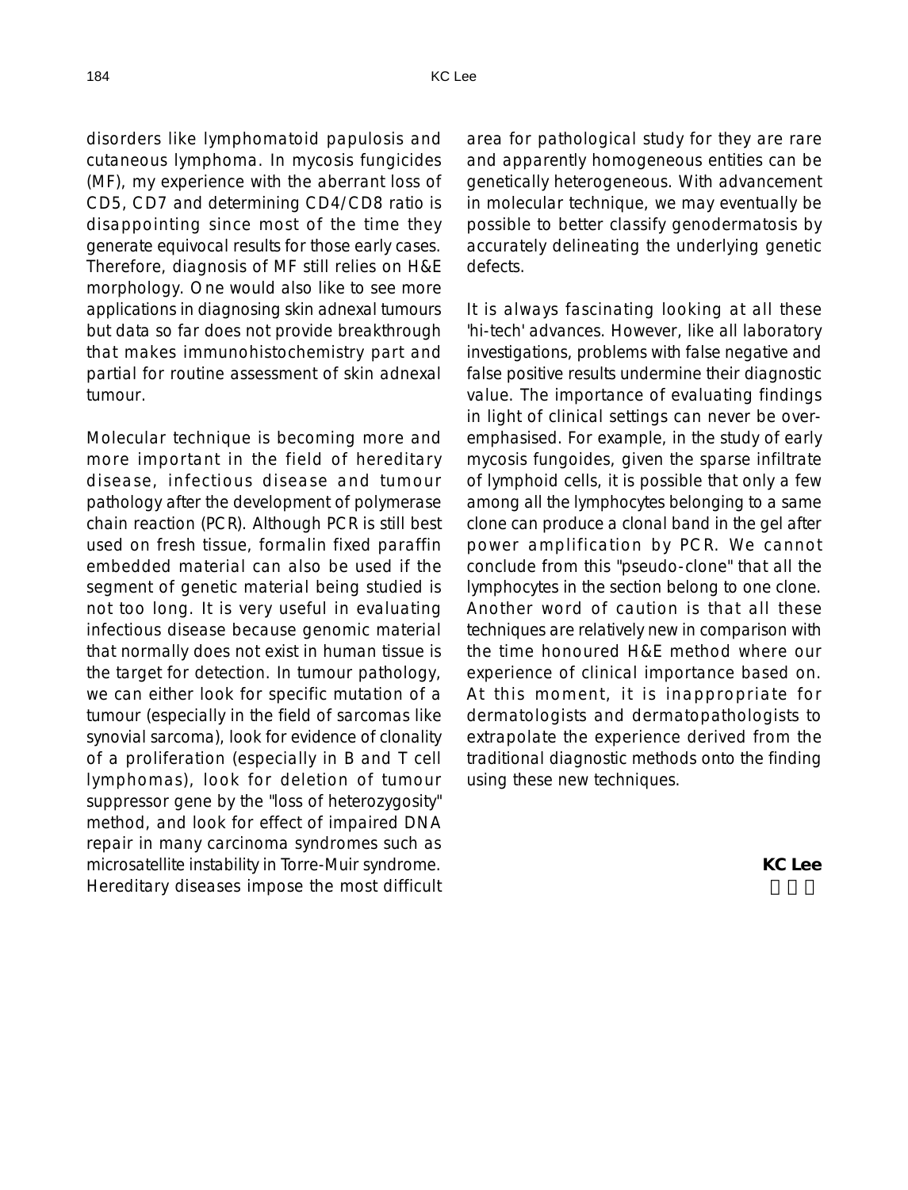disorders like lymphomatoid papulosis and cutaneous lymphoma. In mycosis fungicides (MF), my experience with the aberrant loss of CD5, CD7 and determining CD4/CD8 ratio is disappointing since most of the time they generate equivocal results for those early cases. Therefore, diagnosis of MF still relies on H&E morphology. One would also like to see more applications in diagnosing skin adnexal tumours but data so far does not provide breakthrough that makes immunohistochemistry part and partial for routine assessment of skin adnexal tumour.

Molecular technique is becoming more and more important in the field of hereditary disease, infectious disease and tumour pathology after the development of polymerase chain reaction (PCR). Although PCR is still best used on fresh tissue, formalin fixed paraffin embedded material can also be used if the segment of genetic material being studied is not too long. It is very useful in evaluating infectious disease because genomic material that normally does not exist in human tissue is the target for detection. In tumour pathology, we can either look for specific mutation of a tumour (especially in the field of sarcomas like synovial sarcoma), look for evidence of clonality of a proliferation (especially in B and T cell lymphomas), look for deletion of tumour suppressor gene by the "loss of heterozygosity" method, and look for effect of impaired DNA repair in many carcinoma syndromes such as microsatellite instability in Torre-Muir syndrome. Hereditary diseases impose the most difficult area for pathological study for they are rare and apparently homogeneous entities can be genetically heterogeneous. With advancement in molecular technique, we may eventually be possible to better classify genodermatosis by accurately delineating the underlying genetic defects.

It is always fascinating looking at all these 'hi-tech' advances. However, like all laboratory investigations, problems with false negative and false positive results undermine their diagnostic value. The importance of evaluating findings in light of clinical settings can never be over-emphasised. For example, in the study of early mycosis fungoides, given the sparse infiltrate of lymphoid cells, it is possible that only a few among all the lymphocytes belonging to a same clone can produce a clonal band in the gel after power amplification by PCR. We cannot conclude from this "pseudo-clone" that all the lymphocytes in the section belong to one clone. Another word of caution is that all these techniques are relatively new in comparison with the time honoured H&E method where our experience of clinical importance based on. At this moment, it is inappropriate for dermatologists and dermatopathologists to extrapolate the experience derived from the traditional diagnostic methods onto the finding using these new techniques.

**KC Lee**